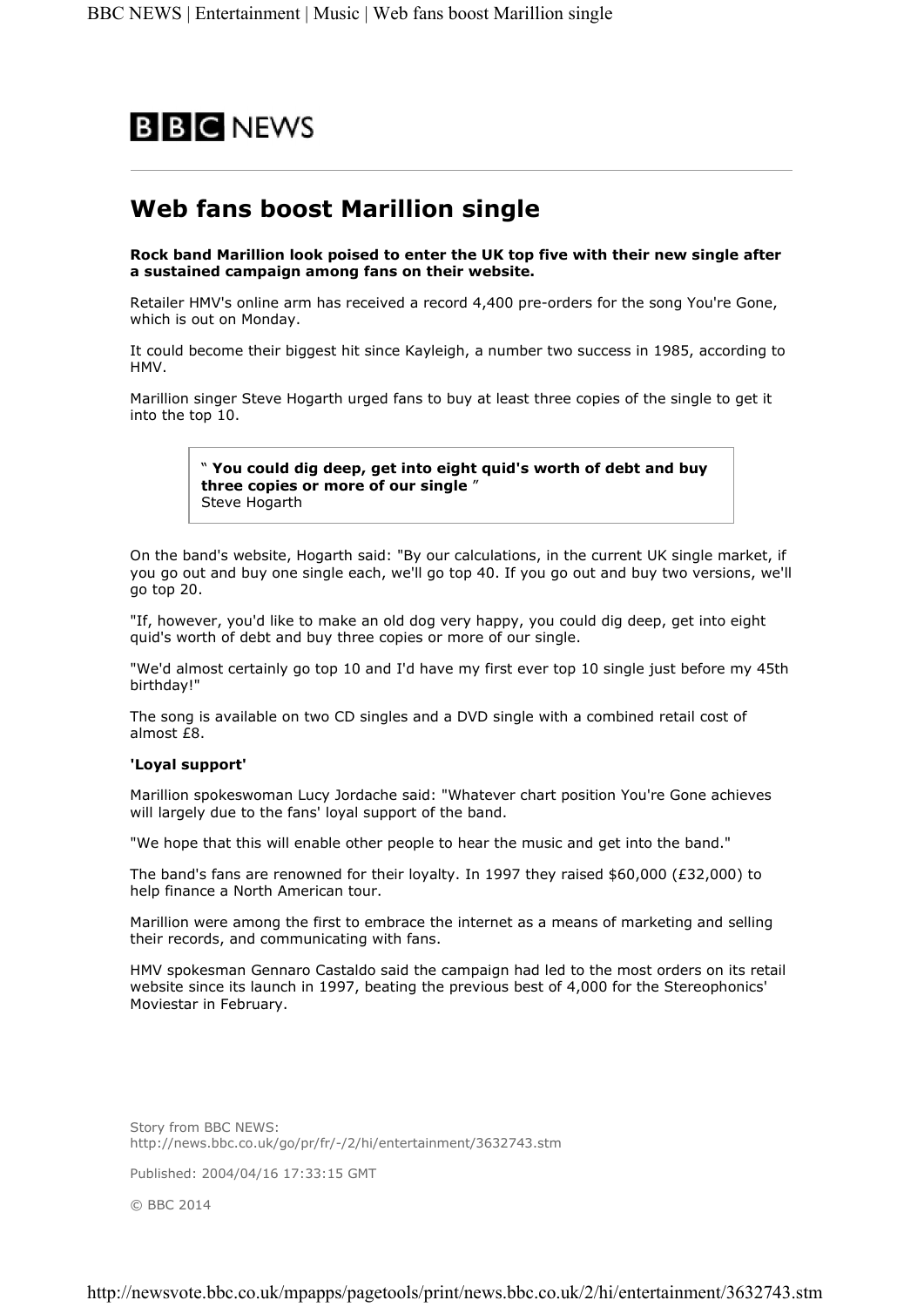BBC NEWS

# Web fans boost Marillion single

**Rock band Marillion look poised to enter the UK top five with their new single after a sustained campaign among fans on their website.**

Retailer HMV's online arm has received a record 4,400 pre-orders for the song You're Gone, which is out on Monday.

It could become their biggest hit since Kayleigh, a number two success in 1985, according to HMV.

Marillion singer Steve Hogarth urged fans to buy at least three copies of the single to get it into the top 10.

> " **You could dig deep, get into eight quid's worth of debt and buy three copies or more of our single** "
> Steve Hogarth

On the band's website, Hogarth said: "By our calculations, in the current UK single market, if you go out and buy one single each, we'll go top 40. If you go out and buy two versions, we'll go top 20.

"If, however, you'd like to make an old dog very happy, you could dig deep, get into eight quid's worth of debt and buy three copies or more of our single.

"We'd almost certainly go top 10 and I'd have my first ever top 10 single just before my 45th birthday!"

The song is available on two CD singles and a DVD single with a combined retail cost of almost £8.

**'Loyal support'**

Marillion spokeswoman Lucy Jordache said: "Whatever chart position You're Gone achieves will largely due to the fans' loyal support of the band.

"We hope that this will enable other people to hear the music and get into the band."

The band's fans are renowned for their loyalty. In 1997 they raised $60,000 (£32,000) to help finance a North American tour.

Marillion were among the first to embrace the internet as a means of marketing and selling their records, and communicating with fans.

HMV spokesman Gennaro Castaldo said the campaign had led to the most orders on its retail website since its launch in 1997, beating the previous best of 4,000 for the Stereophonics' Moviestar in February.

Story from BBC NEWS:
http://news.bbc.co.uk/go/pr/fr/-/2/hi/entertainment/3632743.stm

Published: 2004/04/16 17:33:15 GMT

© BBC 2014